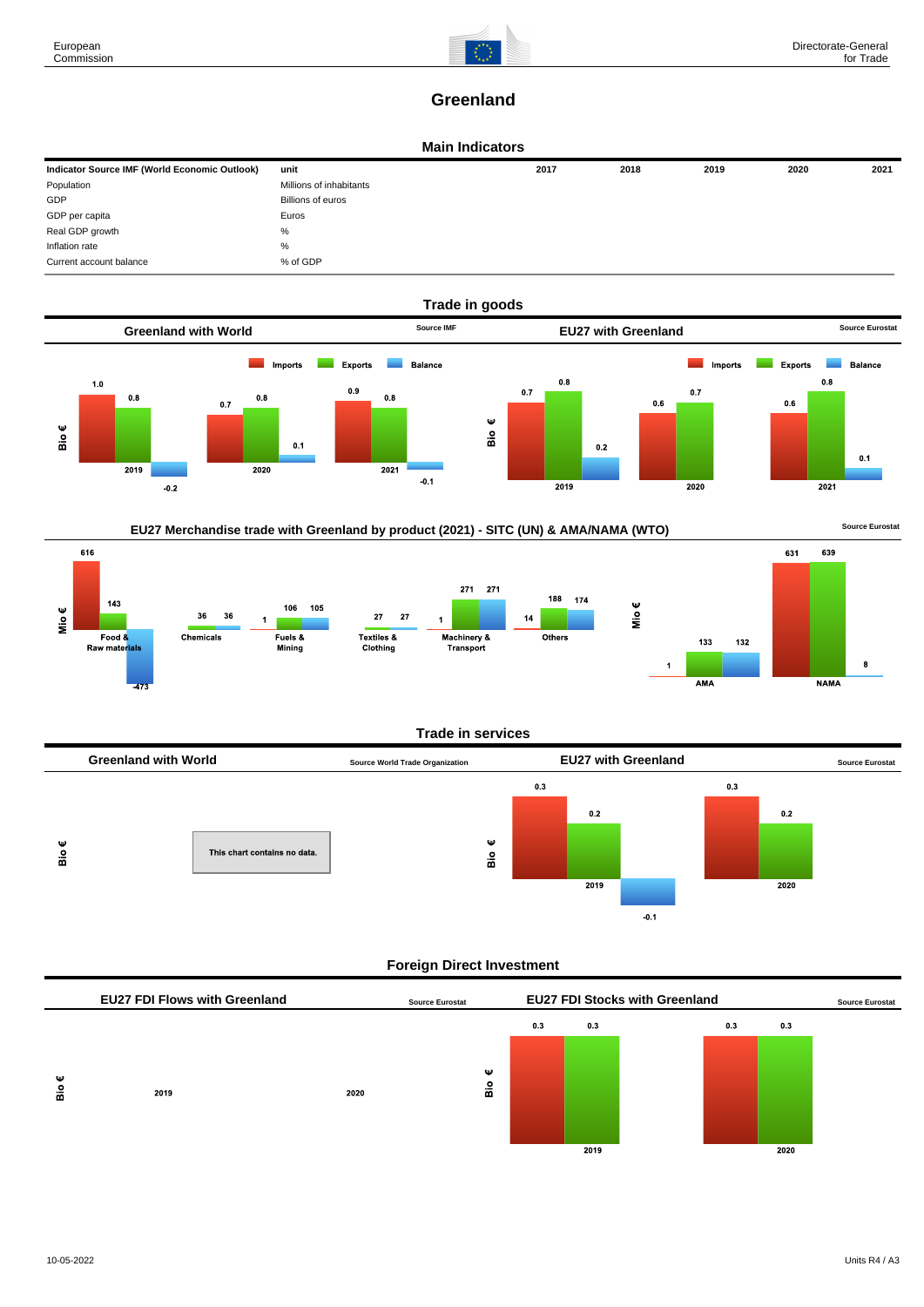# Greenland

## Main Indicators

| Indicator Source IMF (World Economic Outlook) | unit | 2017 | 2018 | 2019 | 2020 | 2021 |
|---|---|---|---|---|---|---|
| Population | Millions of inhabitants | | | | | |
| GDP | Billions of euros | | | | | |
| GDP per capita | Euros | | | | | |
| Real GDP growth | % | | | | | |
| Inflation rate | % | | | | | |
| Current account balance | % of GDP | | | | | |

## Trade in goods

### Greenland with World

Source IMF

Bio €

| | Imports | Exports | Balance |
|---|---|---|---|
| 2019 | 1.0 | 0.8 | -0.2 |
| 2020 | 0.7 | 0.8 | 0.1 |
| 2021 | 0.9 | 0.8 | -0.1 |

### EU27 with Greenland

Source Eurostat

Bio €

| | Imports | Exports | Balance |
|---|---|---|---|
| 2019 | 0.7 | 0.8 | 0.2 |
| 2020 | 0.6 | 0.7 | |
| 2021 | 0.6 | 0.8 | 0.1 |

### EU27 Merchandise trade with Greenland by product (2021) - SITC (UN) & AMA/NAMA (WTO)

Source Eurostat

Mio €

| | Imports | Exports | Balance |
|---|---|---|---|
| Food & Raw materials | 616 | 143 | -473 |
| Chemicals | | 36 | 36 |
| Fuels & Mining | 1 | 106 | 105 |
| Textiles & Clothing | | 27 | 27 |
| Machinery & Transport | 1 | 271 | 271 |
| Others | 14 | 188 | 174 |

| | Imports | Exports | Balance |
|---|---|---|---|
| AMA | 1 | 133 | 132 |
| NAMA | 631 | 639 | 8 |

## Trade in services

### Greenland with World

Source World Trade Organization

Bio €

This chart contains no data.

### EU27 with Greenland

Source Eurostat

Bio €

| | Imports | Exports | Balance |
|---|---|---|---|
| 2019 | 0.3 | 0.2 | -0.1 |
| 2020 | 0.3 | 0.2 | |

## Foreign Direct Investment

### EU27 FDI Flows with Greenland

Source Eurostat

Bio €

| | |
|---|---|
| 2019 | |
| 2020 | |

### EU27 FDI Stocks with Greenland

Source Eurostat

Bio €

| | Inward | Outward |
|---|---|---|
| 2019 | 0.3 | 0.3 |
| 2020 | 0.3 | 0.3 |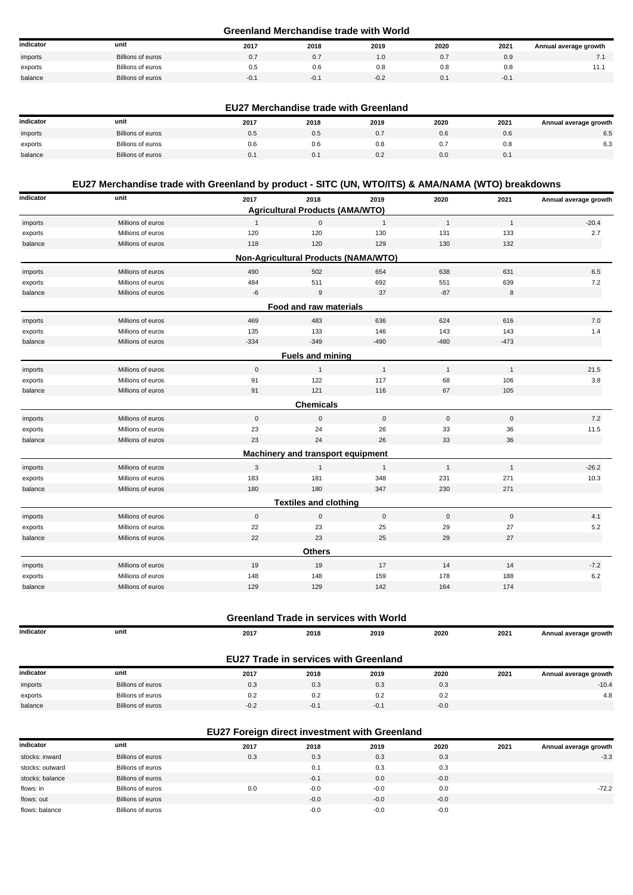## Greenland Merchandise trade with World

| indicator | unit | 2017 | 2018 | 2019 | 2020 | 2021 | Annual average growth |
|---|---|---|---|---|---|---|---|
| imports | Billions of euros | 0.7 | 0.7 | 1.0 | 0.7 | 0.9 | 7.1 |
| exports | Billions of euros | 0.5 | 0.6 | 0.8 | 0.8 | 0.8 | 11.1 |
| balance | Billions of euros | -0.1 | -0.1 | -0.2 | 0.1 | -0.1 | |

## EU27 Merchandise trade with Greenland

| indicator | unit | 2017 | 2018 | 2019 | 2020 | 2021 | Annual average growth |
|---|---|---|---|---|---|---|---|
| imports | Billions of euros | 0.5 | 0.5 | 0.7 | 0.6 | 0.6 | 6.5 |
| exports | Billions of euros | 0.6 | 0.6 | 0.8 | 0.7 | 0.8 | 6.3 |
| balance | Billions of euros | 0.1 | 0.1 | 0.2 | 0.0 | 0.1 | |

## EU27 Merchandise trade with Greenland by product - SITC (UN, WTO/ITS) & AMA/NAMA (WTO) breakdowns

| indicator | unit | 2017 | 2018 | 2019 | 2020 | 2021 | Annual average growth |
|---|---|---|---|---|---|---|---|
| **Agricultural Products (AMA/WTO)** | | | | | | | |
| imports | Millions of euros | 1 | 0 | 1 | 1 | 1 | -20.4 |
| exports | Millions of euros | 120 | 120 | 130 | 131 | 133 | 2.7 |
| balance | Millions of euros | 118 | 120 | 129 | 130 | 132 | |
| **Non-Agricultural Products (NAMA/WTO)** | | | | | | | |
| imports | Millions of euros | 490 | 502 | 654 | 638 | 631 | 6.5 |
| exports | Millions of euros | 484 | 511 | 692 | 551 | 639 | 7.2 |
| balance | Millions of euros | -6 | 9 | 37 | -87 | 8 | |
| **Food and raw materials** | | | | | | | |
| imports | Millions of euros | 469 | 483 | 636 | 624 | 616 | 7.0 |
| exports | Millions of euros | 135 | 133 | 146 | 143 | 143 | 1.4 |
| balance | Millions of euros | -334 | -349 | -490 | -480 | -473 | |
| **Fuels and mining** | | | | | | | |
| imports | Millions of euros | 0 | 1 | 1 | 1 | 1 | 21.5 |
| exports | Millions of euros | 91 | 122 | 117 | 68 | 106 | 3.8 |
| balance | Millions of euros | 91 | 121 | 116 | 67 | 105 | |
| **Chemicals** | | | | | | | |
| imports | Millions of euros | 0 | 0 | 0 | 0 | 0 | 7.2 |
| exports | Millions of euros | 23 | 24 | 26 | 33 | 36 | 11.5 |
| balance | Millions of euros | 23 | 24 | 26 | 33 | 36 | |
| **Machinery and transport equipment** | | | | | | | |
| imports | Millions of euros | 3 | 1 | 1 | 1 | 1 | -26.2 |
| exports | Millions of euros | 183 | 181 | 348 | 231 | 271 | 10.3 |
| balance | Millions of euros | 180 | 180 | 347 | 230 | 271 | |
| **Textiles and clothing** | | | | | | | |
| imports | Millions of euros | 0 | 0 | 0 | 0 | 0 | 4.1 |
| exports | Millions of euros | 22 | 23 | 25 | 29 | 27 | 5.2 |
| balance | Millions of euros | 22 | 23 | 25 | 29 | 27 | |
| **Others** | | | | | | | |
| imports | Millions of euros | 19 | 19 | 17 | 14 | 14 | -7.2 |
| exports | Millions of euros | 148 | 148 | 159 | 178 | 188 | 6.2 |
| balance | Millions of euros | 129 | 129 | 142 | 164 | 174 | |

## Greenland Trade in services with World

| indicator | unit | 2017 | 2018 | 2019 | 2020 | 2021 | Annual average growth |
|---|---|---|---|---|---|---|---|

## EU27 Trade in services with Greenland

| indicator | unit | 2017 | 2018 | 2019 | 2020 | 2021 | Annual average growth |
|---|---|---|---|---|---|---|---|
| imports | Billions of euros | 0.3 | 0.3 | 0.3 | 0.3 | | -10.4 |
| exports | Billions of euros | 0.2 | 0.2 | 0.2 | 0.2 | | 4.8 |
| balance | Billions of euros | -0.2 | -0.1 | -0.1 | -0.0 | | |

## EU27 Foreign direct investment with Greenland

| indicator | unit | 2017 | 2018 | 2019 | 2020 | 2021 | Annual average growth |
|---|---|---|---|---|---|---|---|
| stocks: inward | Billions of euros | 0.3 | 0.3 | 0.3 | 0.3 | | -3.3 |
| stocks: outward | Billions of euros | | 0.1 | 0.3 | 0.3 | | |
| stocks: balance | Billions of euros | | -0.1 | 0.0 | -0.0 | | |
| flows: in | Billions of euros | 0.0 | -0.0 | -0.0 | 0.0 | | -72.2 |
| flows: out | Billions of euros | | -0.0 | -0.0 | -0.0 | | |
| flows: balance | Billions of euros | | -0.0 | -0.0 | -0.0 | | |